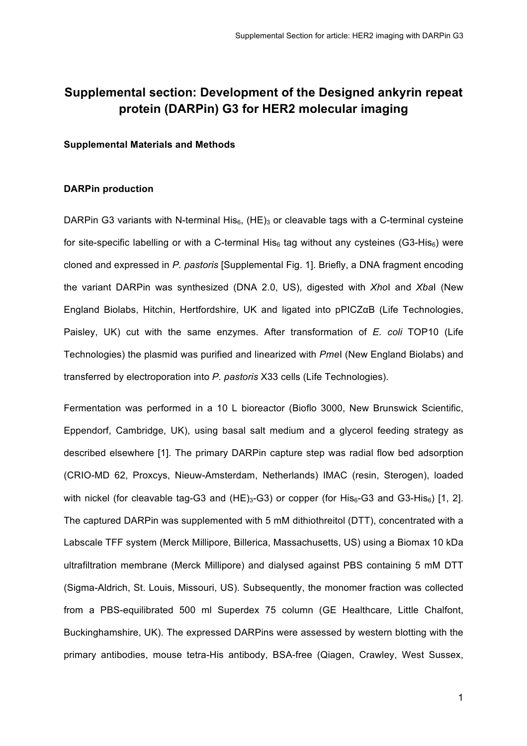# Supplemental section: Development of the Designed ankyrin repeat protein (DARPin) G3 for HER2 molecular imaging

## Supplemental Materials and Methods

### DARPin production

DARPin G3 variants with N-terminal $His_6$, $(HE)_3$ or cleavable tags with a C-terminal cysteine for site-specific labelling or with a C-terminal $His_6$ tag without any cysteines (G3-$His_6$) were cloned and expressed in *P. pastoris* [Supplemental Fig. 1]. Briefly, a DNA fragment encoding the variant DARPin was synthesized (DNA 2.0, US), digested with *Xho*I and *Xba*I (New England Biolabs, Hitchin, Hertfordshire, UK and ligated into pPICZαB (Life Technologies, Paisley, UK) cut with the same enzymes. After transformation of *E. coli* TOP10 (Life Technologies) the plasmid was purified and linearized with *Pme*I (New England Biolabs) and transferred by electroporation into *P. pastoris* X33 cells (Life Technologies).

Fermentation was performed in a 10 L bioreactor (Bioflo 3000, New Brunswick Scientific, Eppendorf, Cambridge, UK), using basal salt medium and a glycerol feeding strategy as described elsewhere [1]. The primary DARPin capture step was radial flow bed adsorption (CRIO-MD 62, Proxcys, Nieuw-Amsterdam, Netherlands) IMAC (resin, Sterogen), loaded with nickel (for cleavable tag-G3 and $(HE)_3$-G3) or copper (for $His_6$-G3 and G3-$His_6$) [1, 2]. The captured DARPin was supplemented with 5 mM dithiothreitol (DTT), concentrated with a Labscale TFF system (Merck Millipore, Billerica, Massachusetts, US) using a Biomax 10 kDa ultrafiltration membrane (Merck Millipore) and dialysed against PBS containing 5 mM DTT (Sigma-Aldrich, St. Louis, Missouri, US). Subsequently, the monomer fraction was collected from a PBS-equilibrated 500 ml Superdex 75 column (GE Healthcare, Little Chalfont, Buckinghamshire, UK). The expressed DARPins were assessed by western blotting with the primary antibodies, mouse tetra-His antibody, BSA-free (Qiagen, Crawley, West Sussex,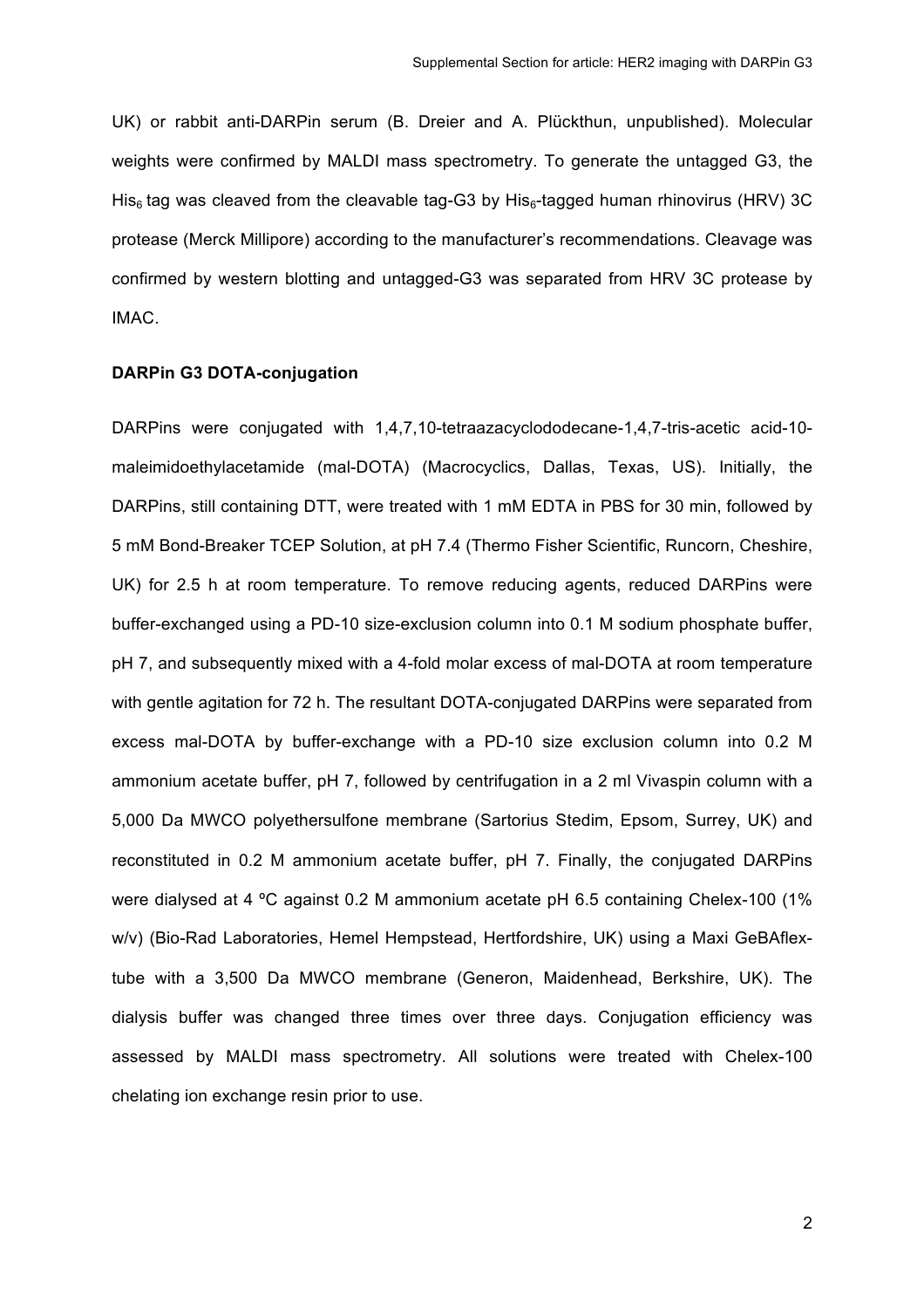UK) or rabbit anti-DARPin serum (B. Dreier and A. Plückthun, unpublished). Molecular weights were confirmed by MALDI mass spectrometry. To generate the untagged G3, the $His_6$ tag was cleaved from the cleavable tag-G3 by $His_6$-tagged human rhinovirus (HRV) 3C protease (Merck Millipore) according to the manufacturer's recommendations. Cleavage was confirmed by western blotting and untagged-G3 was separated from HRV 3C protease by IMAC.

**DARPin G3 DOTA-conjugation**

DARPins were conjugated with 1,4,7,10-tetraazacyclododecane-1,4,7-tris-acetic acid-10-maleimidoethylacetamide (mal-DOTA) (Macrocyclics, Dallas, Texas, US). Initially, the DARPins, still containing DTT, were treated with 1 mM EDTA in PBS for 30 min, followed by 5 mM Bond-Breaker TCEP Solution, at pH 7.4 (Thermo Fisher Scientific, Runcorn, Cheshire, UK) for 2.5 h at room temperature. To remove reducing agents, reduced DARPins were buffer-exchanged using a PD-10 size-exclusion column into 0.1 M sodium phosphate buffer, pH 7, and subsequently mixed with a 4-fold molar excess of mal-DOTA at room temperature with gentle agitation for 72 h. The resultant DOTA-conjugated DARPins were separated from excess mal-DOTA by buffer-exchange with a PD-10 size exclusion column into 0.2 M ammonium acetate buffer, pH 7, followed by centrifugation in a 2 ml Vivaspin column with a 5,000 Da MWCO polyethersulfone membrane (Sartorius Stedim, Epsom, Surrey, UK) and reconstituted in 0.2 M ammonium acetate buffer, pH 7. Finally, the conjugated DARPins were dialysed at 4 ºC against 0.2 M ammonium acetate pH 6.5 containing Chelex-100 (1% w/v) (Bio-Rad Laboratories, Hemel Hempstead, Hertfordshire, UK) using a Maxi GeBAflex-tube with a 3,500 Da MWCO membrane (Generon, Maidenhead, Berkshire, UK). The dialysis buffer was changed three times over three days. Conjugation efficiency was assessed by MALDI mass spectrometry. All solutions were treated with Chelex-100 chelating ion exchange resin prior to use.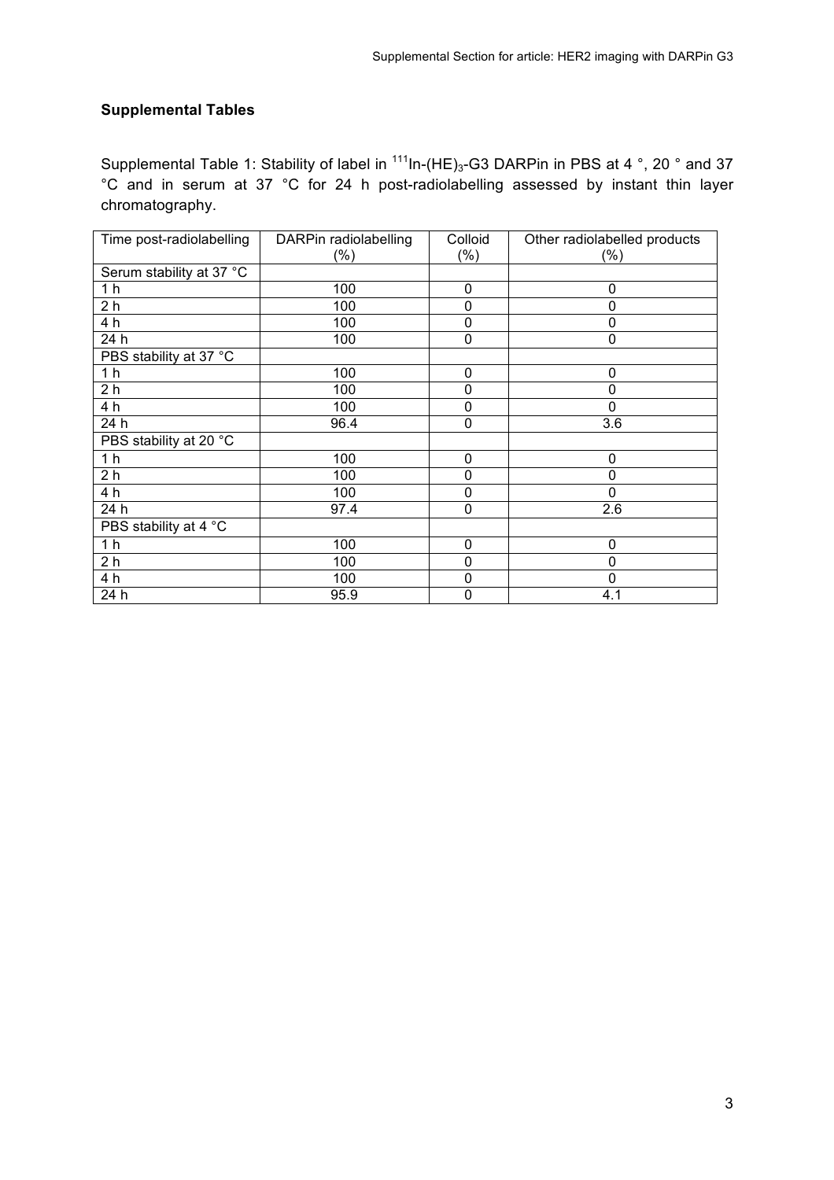## Supplemental Tables

Supplemental Table 1: Stability of label in $^{111}In$-$(HE)_3$-G3 DARPin in PBS at 4 °, 20 ° and 37 °C and in serum at 37 °C for 24 h post-radiolabelling assessed by instant thin layer chromatography.

| Time post-radiolabelling | DARPin radiolabelling (%) | Colloid (%) | Other radiolabelled products (%) |
|---|---|---|---|
| Serum stability at 37 °C | | | |
| 1 h | 100 | 0 | 0 |
| 2 h | 100 | 0 | 0 |
| 4 h | 100 | 0 | 0 |
| 24 h | 100 | 0 | 0 |
| PBS stability at 37 °C | | | |
| 1 h | 100 | 0 | 0 |
| 2 h | 100 | 0 | 0 |
| 4 h | 100 | 0 | 0 |
| 24 h | 96.4 | 0 | 3.6 |
| PBS stability at 20 °C | | | |
| 1 h | 100 | 0 | 0 |
| 2 h | 100 | 0 | 0 |
| 4 h | 100 | 0 | 0 |
| 24 h | 97.4 | 0 | 2.6 |
| PBS stability at 4 °C | | | |
| 1 h | 100 | 0 | 0 |
| 2 h | 100 | 0 | 0 |
| 4 h | 100 | 0 | 0 |
| 24 h | 95.9 | 0 | 4.1 |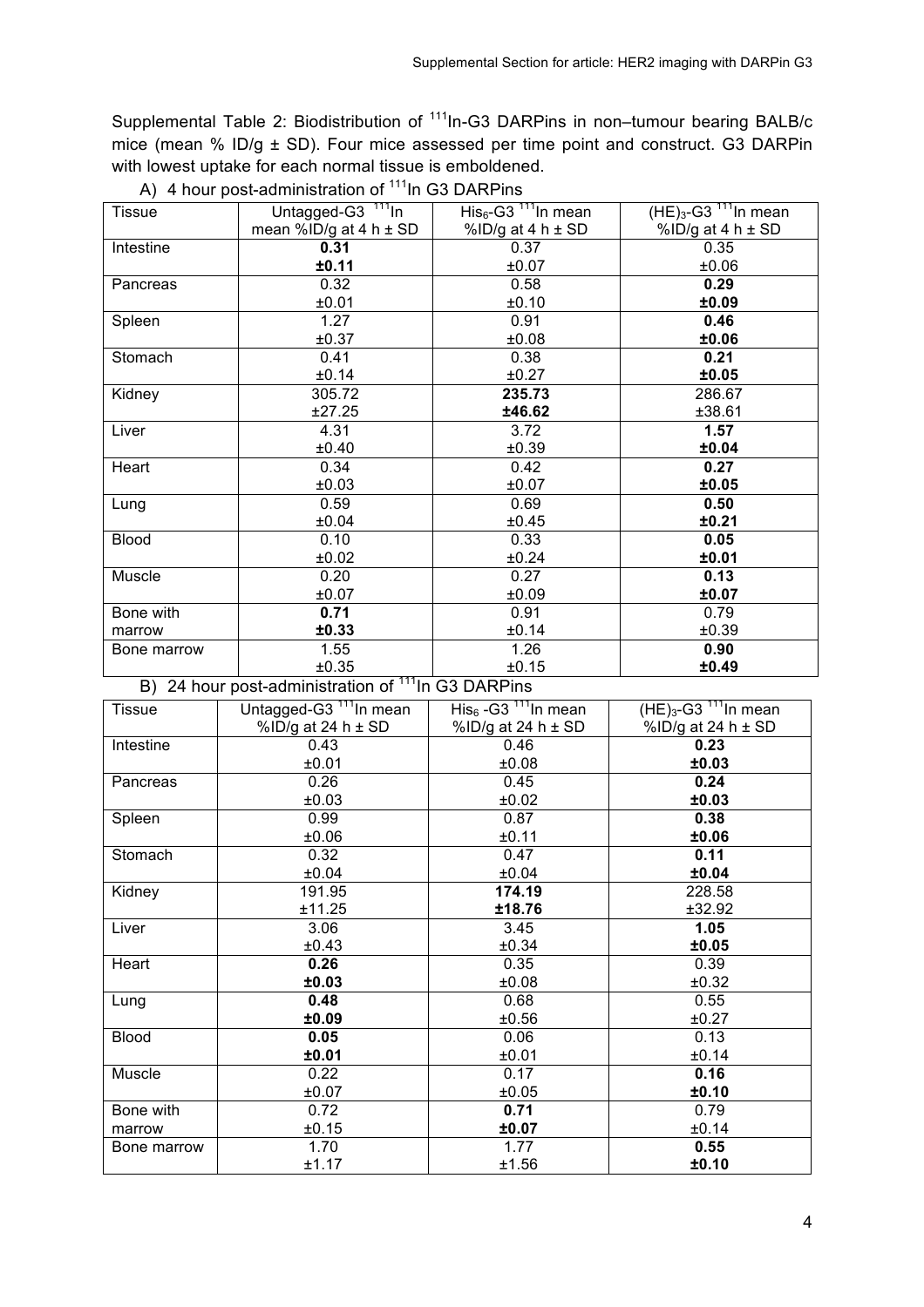Supplemental Table 2: Biodistribution of $^{111}$In-G3 DARPins in non–tumour bearing BALB/c mice (mean % ID/g ± SD). Four mice assessed per time point and construct. G3 DARPin with lowest uptake for each normal tissue is emboldened.

A) 4 hour post-administration of $^{111}$In G3 DARPins

| Tissue | Untagged-G3 $^{111}$In mean %ID/g at 4 h ± SD | $His_6$-G3 $^{111}$In mean %ID/g at 4 h ± SD | $(HE)_3$-G3 $^{111}$In mean %ID/g at 4 h ± SD |
|---|---|---|---|
| Intestine | **0.31 ±0.11** | 0.37 ±0.07 | 0.35 ±0.06 |
| Pancreas | 0.32 ±0.01 | 0.58 ±0.10 | **0.29 ±0.09** |
| Spleen | 1.27 ±0.37 | 0.91 ±0.08 | **0.46 ±0.06** |
| Stomach | 0.41 ±0.14 | 0.38 ±0.27 | **0.21 ±0.05** |
| Kidney | 305.72 ±27.25 | **235.73 ±46.62** | 286.67 ±38.61 |
| Liver | 4.31 ±0.40 | 3.72 ±0.39 | **1.57 ±0.04** |
| Heart | 0.34 ±0.03 | 0.42 ±0.07 | **0.27 ±0.05** |
| Lung | 0.59 ±0.04 | 0.69 ±0.45 | **0.50 ±0.21** |
| Blood | 0.10 ±0.02 | 0.33 ±0.24 | **0.05 ±0.01** |
| Muscle | 0.20 ±0.07 | 0.27 ±0.09 | **0.13 ±0.07** |
| Bone with marrow | **0.71 ±0.33** | 0.91 ±0.14 | 0.79 ±0.39 |
| Bone marrow | 1.55 ±0.35 | 1.26 ±0.15 | **0.90 ±0.49** |

B) 24 hour post-administration of $^{111}$In G3 DARPins

| Tissue | Untagged-G3 $^{111}$In mean %ID/g at 24 h ± SD | $His_6$ -G3 $^{111}$In mean %ID/g at 24 h ± SD | $(HE)_3$-G3 $^{111}$In mean %ID/g at 24 h ± SD |
|---|---|---|---|
| Intestine | 0.43 ±0.01 | 0.46 ±0.08 | **0.23 ±0.03** |
| Pancreas | 0.26 ±0.03 | 0.45 ±0.02 | **0.24 ±0.03** |
| Spleen | 0.99 ±0.06 | 0.87 ±0.11 | **0.38 ±0.06** |
| Stomach | 0.32 ±0.04 | 0.47 ±0.04 | **0.11 ±0.04** |
| Kidney | 191.95 ±11.25 | **174.19 ±18.76** | 228.58 ±32.92 |
| Liver | 3.06 ±0.43 | 3.45 ±0.34 | **1.05 ±0.05** |
| Heart | **0.26 ±0.03** | 0.35 ±0.08 | 0.39 ±0.32 |
| Lung | **0.48 ±0.09** | 0.68 ±0.56 | 0.55 ±0.27 |
| Blood | **0.05 ±0.01** | 0.06 ±0.01 | 0.13 ±0.14 |
| Muscle | 0.22 ±0.07 | 0.17 ±0.05 | **0.16 ±0.10** |
| Bone with marrow | 0.72 ±0.15 | **0.71 ±0.07** | 0.79 ±0.14 |
| Bone marrow | 1.70 ±1.17 | 1.77 ±1.56 | **0.55 ±0.10** |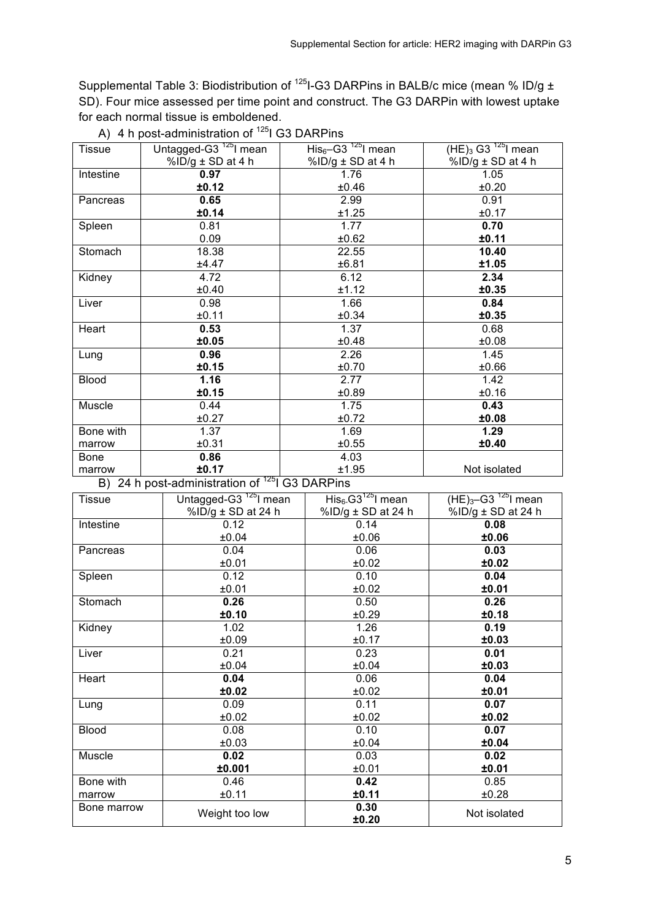Supplemental Table 3: Biodistribution of $^{125}$I-G3 DARPins in BALB/c mice (mean % ID/g ± SD). Four mice assessed per time point and construct. The G3 DARPin with lowest uptake for each normal tissue is emboldened.

A) 4 h post-administration of $^{125}$I G3 DARPins

| Tissue | Untagged-G3 $^{125}$I mean %ID/g ± SD at 4 h | $His_6$–G3 $^{125}$I mean %ID/g ± SD at 4 h | $(HE)_3$ G3 $^{125}$I mean %ID/g ± SD at 4 h |
|---|---|---|---|
| Intestine | **0.97 ±0.12** | 1.76 ±0.46 | 1.05 ±0.20 |
| Pancreas | **0.65 ±0.14** | 2.99 ±1.25 | 0.91 ±0.17 |
| Spleen | 0.81 0.09 | 1.77 ±0.62 | **0.70 ±0.11** |
| Stomach | 18.38 ±4.47 | 22.55 ±6.81 | **10.40 ±1.05** |
| Kidney | 4.72 ±0.40 | 6.12 ±1.12 | **2.34 ±0.35** |
| Liver | 0.98 ±0.11 | 1.66 ±0.34 | **0.84 ±0.35** |
| Heart | **0.53 ±0.05** | 1.37 ±0.48 | 0.68 ±0.08 |
| Lung | **0.96 ±0.15** | 2.26 ±0.70 | 1.45 ±0.66 |
| Blood | **1.16 ±0.15** | 2.77 ±0.89 | 1.42 ±0.16 |
| Muscle | 0.44 ±0.27 | 1.75 ±0.72 | **0.43 ±0.08** |
| Bone with marrow | 1.37 ±0.31 | 1.69 ±0.55 | **1.29 ±0.40** |
| Bone marrow | **0.86 ±0.17** | 4.03 ±1.95 | Not isolated |

B) 24 h post-administration of $^{125}$I G3 DARPins

| Tissue | Untagged-G3 $^{125}$I mean %ID/g ± SD at 24 h | $His_6$-G3$^{125}$I mean %ID/g ± SD at 24 h | $(HE)_3$–G3 $^{125}$I mean %ID/g ± SD at 24 h |
|---|---|---|---|
| Intestine | 0.12 ±0.04 | 0.14 ±0.06 | **0.08 ±0.06** |
| Pancreas | 0.04 ±0.01 | 0.06 ±0.02 | **0.03 ±0.02** |
| Spleen | 0.12 ±0.01 | 0.10 ±0.02 | **0.04 ±0.01** |
| Stomach | **0.26 ±0.10** | 0.50 ±0.29 | **0.26 ±0.18** |
| Kidney | 1.02 ±0.09 | 1.26 ±0.17 | **0.19 ±0.03** |
| Liver | 0.21 ±0.04 | 0.23 ±0.04 | **0.01 ±0.03** |
| Heart | **0.04 ±0.02** | 0.06 ±0.02 | **0.04 ±0.01** |
| Lung | 0.09 ±0.02 | 0.11 ±0.02 | **0.07 ±0.02** |
| Blood | 0.08 ±0.03 | 0.10 ±0.04 | **0.07 ±0.04** |
| Muscle | **0.02 ±0.001** | 0.03 ±0.01 | **0.02 ±0.01** |
| Bone with marrow | 0.46 ±0.11 | **0.42 ±0.11** | 0.85 ±0.28 |
| Bone marrow | Weight too low | **0.30 ±0.20** | Not isolated |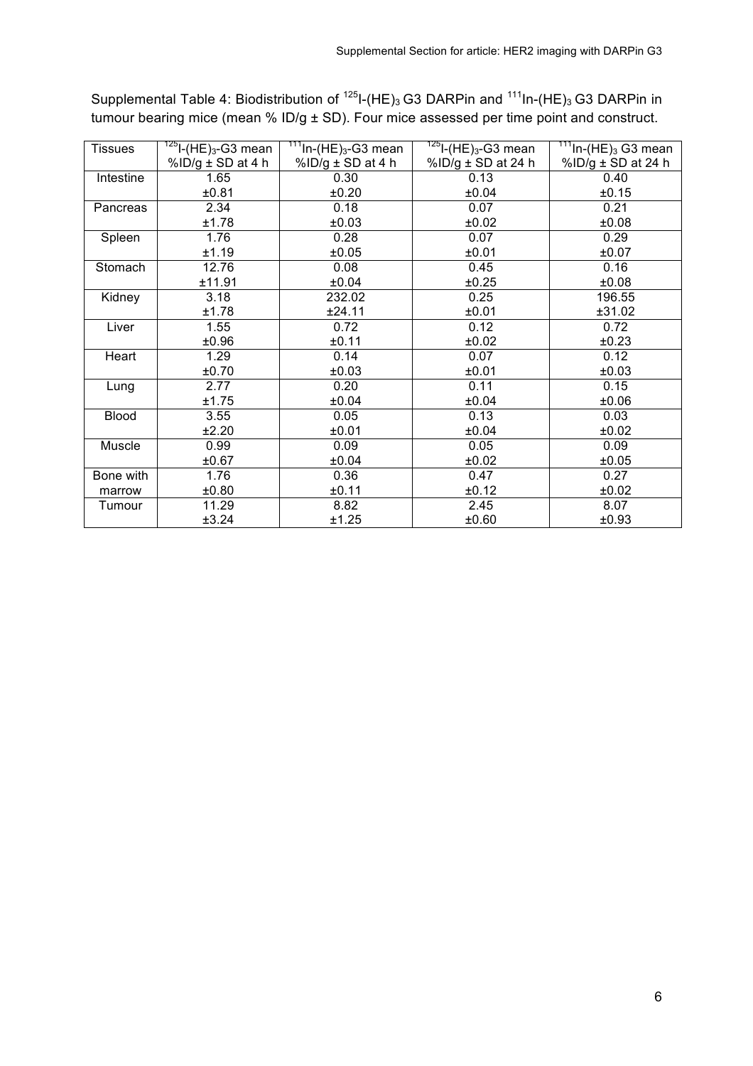Supplemental Table 4: Biodistribution of $^{125}I-(HE)_3$ G3 DARPin and $^{111}In-(HE)_3$ G3 DARPin in tumour bearing mice (mean % ID/g ± SD). Four mice assessed per time point and construct.

| Tissues | $^{125}I-(HE)_3$-G3 mean %ID/g ± SD at 4 h | $^{111}In-(HE)_3$-G3 mean %ID/g ± SD at 4 h | $^{125}I-(HE)_3$-G3 mean %ID/g ± SD at 24 h | $^{111}In-(HE)_3$ G3 mean %ID/g ± SD at 24 h |
|---|---|---|---|---|
| Intestine | 1.65 ±0.81 | 0.30 ±0.20 | 0.13 ±0.04 | 0.40 ±0.15 |
| Pancreas | 2.34 ±1.78 | 0.18 ±0.03 | 0.07 ±0.02 | 0.21 ±0.08 |
| Spleen | 1.76 ±1.19 | 0.28 ±0.05 | 0.07 ±0.01 | 0.29 ±0.07 |
| Stomach | 12.76 ±11.91 | 0.08 ±0.04 | 0.45 ±0.25 | 0.16 ±0.08 |
| Kidney | 3.18 ±1.78 | 232.02 ±24.11 | 0.25 ±0.01 | 196.55 ±31.02 |
| Liver | 1.55 ±0.96 | 0.72 ±0.11 | 0.12 ±0.02 | 0.72 ±0.23 |
| Heart | 1.29 ±0.70 | 0.14 ±0.03 | 0.07 ±0.01 | 0.12 ±0.03 |
| Lung | 2.77 ±1.75 | 0.20 ±0.04 | 0.11 ±0.04 | 0.15 ±0.06 |
| Blood | 3.55 ±2.20 | 0.05 ±0.01 | 0.13 ±0.04 | 0.03 ±0.02 |
| Muscle | 0.99 ±0.67 | 0.09 ±0.04 | 0.05 ±0.02 | 0.09 ±0.05 |
| Bone with marrow | 1.76 ±0.80 | 0.36 ±0.11 | 0.47 ±0.12 | 0.27 ±0.02 |
| Tumour | 11.29 ±3.24 | 8.82 ±1.25 | 2.45 ±0.60 | 8.07 ±0.93 |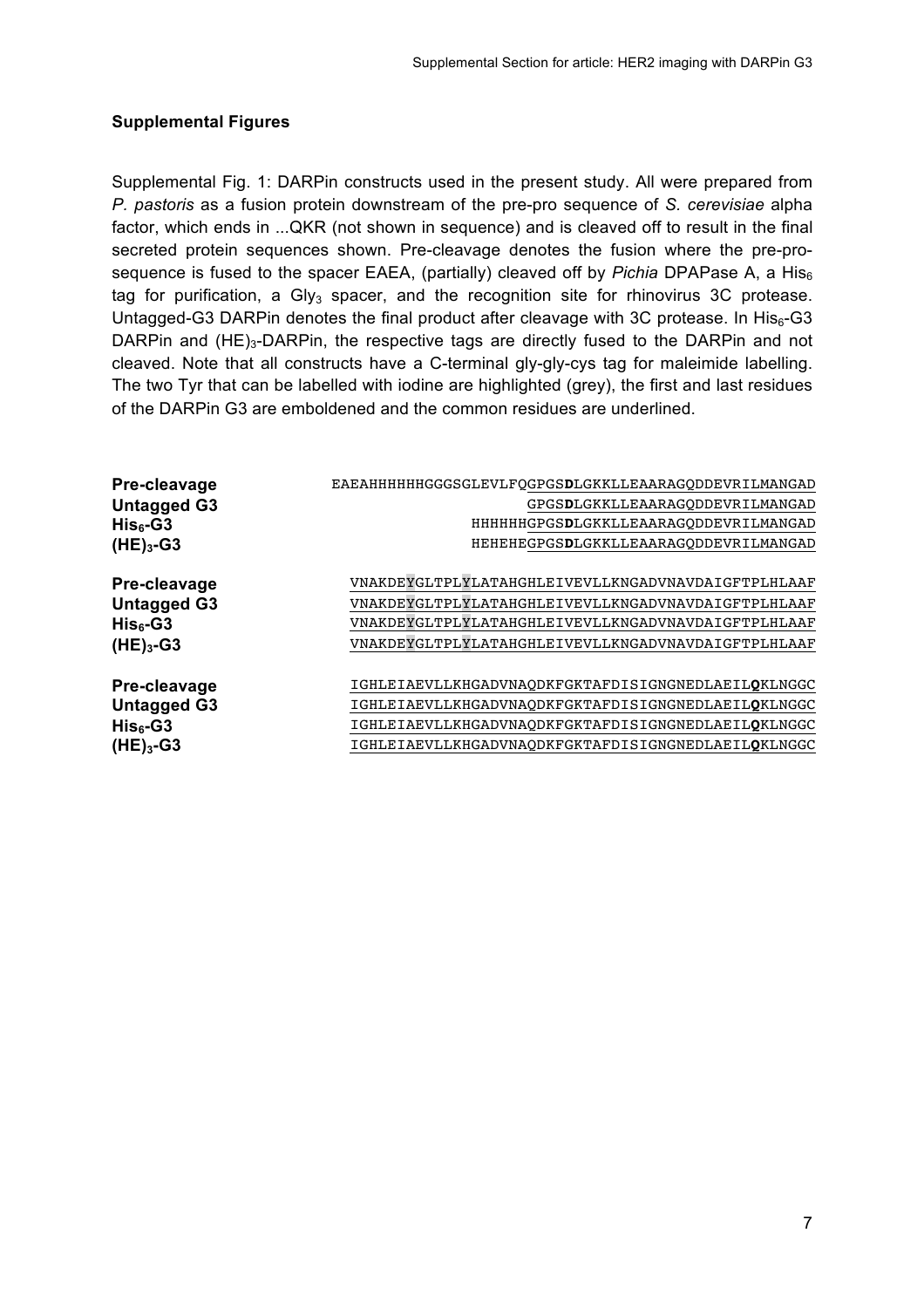### Supplemental Figures

Supplemental Fig. 1: DARPin constructs used in the present study. All were prepared from *P. pastoris* as a fusion protein downstream of the pre-pro sequence of *S. cerevisiae* alpha factor, which ends in ...QKR (not shown in sequence) and is cleaved off to result in the final secreted protein sequences shown. Pre-cleavage denotes the fusion where the pre-pro-sequence is fused to the spacer EAEA, (partially) cleaved off by *Pichia* DPAPase A, a $His_6$ tag for purification, a $Gly_3$ spacer, and the recognition site for rhinovirus 3C protease. Untagged-G3 DARPin denotes the final product after cleavage with 3C protease. In $His_6$-G3 DARPin and $(HE)_3$-DARPin, the respective tags are directly fused to the DARPin and not cleaved. Note that all constructs have a C-terminal gly-gly-cys tag for maleimide labelling. The two Tyr that can be labelled with iodine are highlighted (grey), the first and last residues of the DARPin G3 are emboldened and the common residues are underlined.

| Construct | Sequence |
|---|---|
| **Pre-cleavage** | EAEAHHHHHHGGGSGLEVLFQGPGS**D**LGKKLLEAARAGQDDEVRILMANGAD |
| **Untagged G3** | GPGS**D**LGKKLLEAARAGQDDEVRILMANGAD |
| **$His_6$-G3** | HHHHHHGPGS**D**LGKKLLEAARAGQDDEVRILMANGAD |
| **$(HE)_3$-G3** | HEHEHEGPGS**D**LGKKLLEAARAGQDDEVRILMANGAD |
| **Pre-cleavage** | VNAKDEYGLTPLYLATAHGHLEIVEVLLKNGADVNAVDAIGFTPLHLAAF |
| **Untagged G3** | VNAKDEYGLTPLYLATAHGHLEIVEVLLKNGADVNAVDAIGFTPLHLAAF |
| **$His_6$-G3** | VNAKDEYGLTPLYLATAHGHLEIVEVLLKNGADVNAVDAIGFTPLHLAAF |
| **$(HE)_3$-G3** | VNAKDEYGLTPLYLATAHGHLEIVEVLLKNGADVNAVDAIGFTPLHLAAF |
| **Pre-cleavage** | IGHLEIAEVLLKHGADVNAQDKFGKTAFDISIGNGNEDLAEIL**Q**KLNGGC |
| **Untagged G3** | IGHLEIAEVLLKHGADVNAQDKFGKTAFDISIGNGNEDLAEIL**Q**KLNGGC |
| **$His_6$-G3** | IGHLEIAEVLLKHGADVNAQDKFGKTAFDISIGNGNEDLAEIL**Q**KLNGGC |
| **$(HE)_3$-G3** | IGHLEIAEVLLKHGADVNAQDKFGKTAFDISIGNGNEDLAEIL**Q**KLNGGC |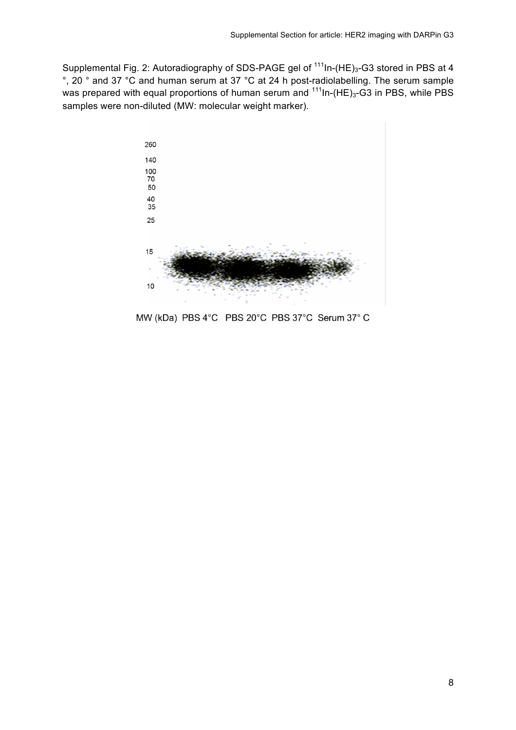Supplemental Fig. 2: Autoradiography of SDS-PAGE gel of $^{111}$In-$(HE)_3$-G3 stored in PBS at 4 °, 20 ° and 37 °C and human serum at 37 °C at 24 h post-radiolabelling. The serum sample was prepared with equal proportions of human serum and $^{111}$In-$(HE)_3$-G3 in PBS, while PBS samples were non-diluted (MW: molecular weight marker).

260
140
100
70
50
40
35
25
15
10

MW (kDa) PBS 4°C PBS 20°C PBS 37°C Serum 37° C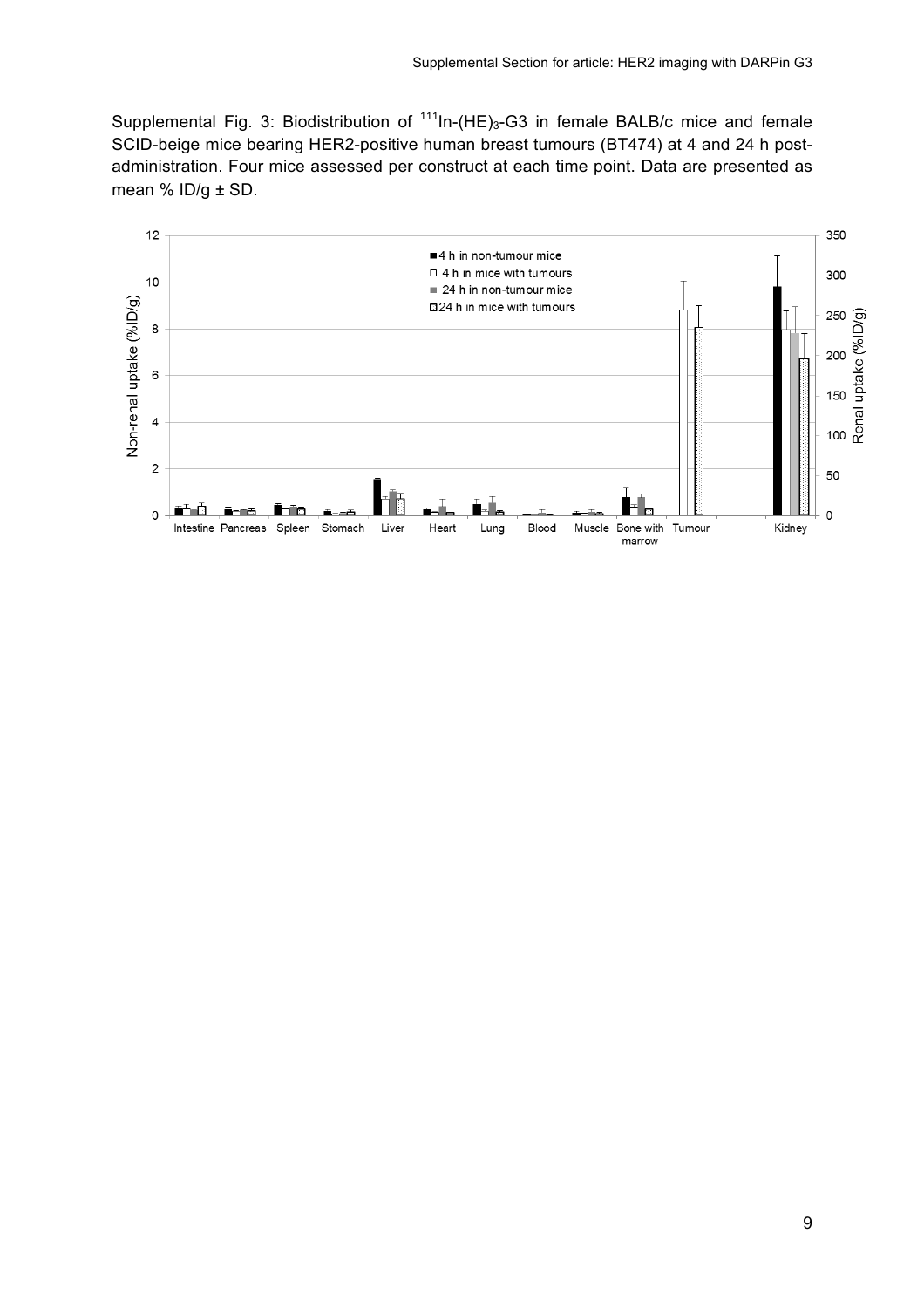Supplemental Fig. 3: Biodistribution of $^{111}$In-$(HE)_3$-G3 in female BALB/c mice and female SCID-beige mice bearing HER2-positive human breast tumours (BT474) at 4 and 24 h post-administration. Four mice assessed per construct at each time point. Data are presented as mean % ID/g ± SD.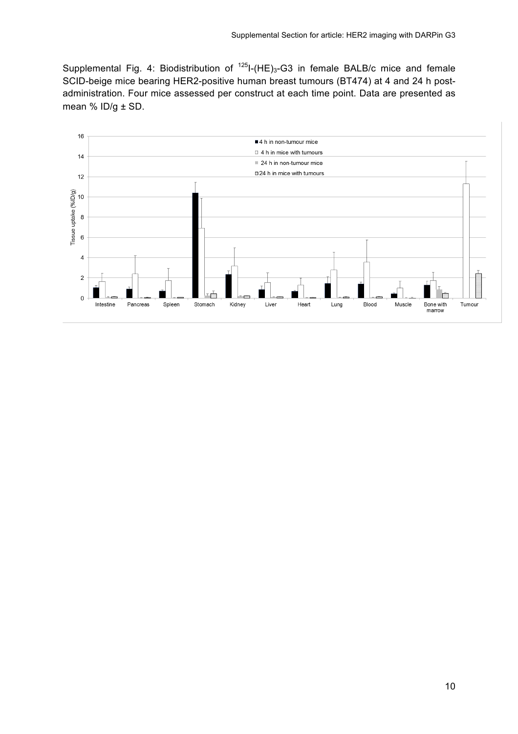Supplemental Fig. 4: Biodistribution of $^{125}$I-(HE)$_3$-G3 in female BALB/c mice and female SCID-beige mice bearing HER2-positive human breast tumours (BT474) at 4 and 24 h post-administration. Four mice assessed per construct at each time point. Data are presented as mean % ID/g ± SD.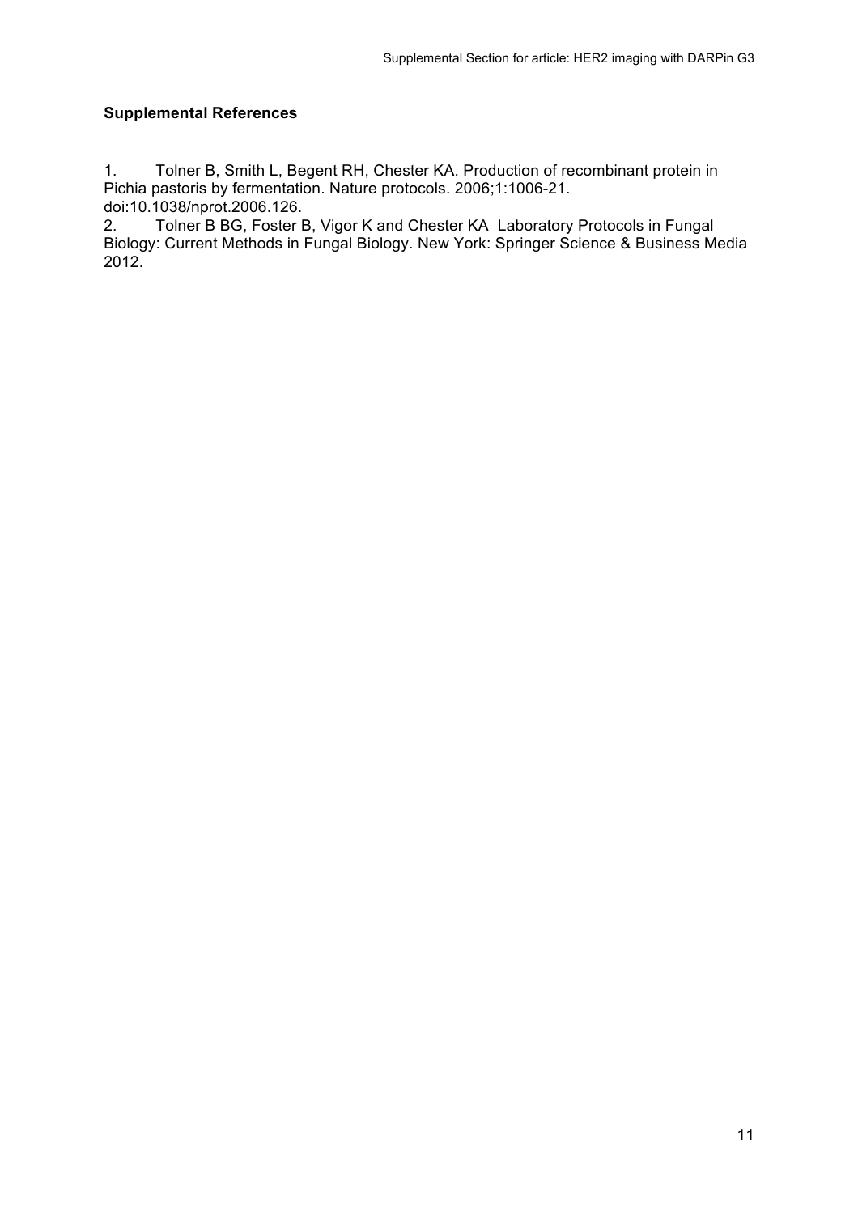**Supplemental References**

1. Tolner B, Smith L, Begent RH, Chester KA. Production of recombinant protein in Pichia pastoris by fermentation. Nature protocols. 2006;1:1006-21. doi:10.1038/nprot.2006.126.
2. Tolner B BG, Foster B, Vigor K and Chester KA Laboratory Protocols in Fungal Biology: Current Methods in Fungal Biology. New York: Springer Science & Business Media 2012.